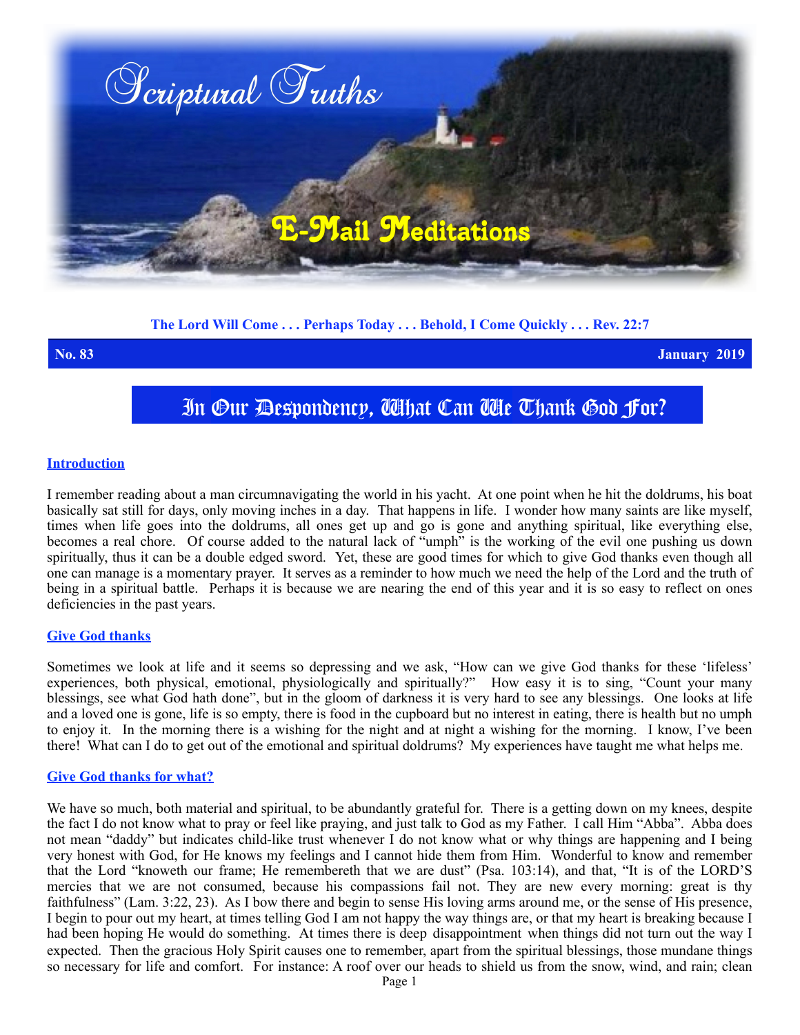# Scriptural Truths

## E-Mail Meditations

**The Lord Will Come . . . Perhaps Today . . . Behold, I Come Quickly . . . Rev. 22:7**

**No. 83** **January 2019**

# In Our Despondency, What Can We Thank God For?

### Introduction

I remember reading about a man circumnavigating the world in his yacht. At one point when he hit the doldrums, his boat basically sat still for days, only moving inches in a day. That happens in life. I wonder how many saints are like myself, times when life goes into the doldrums, all ones get up and go is gone and anything spiritual, like everything else, becomes a real chore. Of course added to the natural lack of "umph" is the working of the evil one pushing us down spiritually, thus it can be a double edged sword. Yet, these are good times for which to give God thanks even though all one can manage is a momentary prayer. It serves as a reminder to how much we need the help of the Lord and the truth of being in a spiritual battle. Perhaps it is because we are nearing the end of this year and it is so easy to reflect on ones deficiencies in the past years.

### Give God thanks

Sometimes we look at life and it seems so depressing and we ask, "How can we give God thanks for these 'lifeless' experiences, both physical, emotional, physiologically and spiritually?" How easy it is to sing, "Count your many blessings, see what God hath done", but in the gloom of darkness it is very hard to see any blessings. One looks at life and a loved one is gone, life is so empty, there is food in the cupboard but no interest in eating, there is health but no umph to enjoy it. In the morning there is a wishing for the night and at night a wishing for the morning. I know, I've been there! What can I do to get out of the emotional and spiritual doldrums? My experiences have taught me what helps me.

### Give God thanks for what?

We have so much, both material and spiritual, to be abundantly grateful for. There is a getting down on my knees, despite the fact I do not know what to pray or feel like praying, and just talk to God as my Father. I call Him "Abba". Abba does not mean "daddy" but indicates child-like trust whenever I do not know what or why things are happening and I being very honest with God, for He knows my feelings and I cannot hide them from Him. Wonderful to know and remember that the Lord "knoweth our frame; He remembereth that we are dust" (Psa. 103:14), and that, "It is of the LORD'S mercies that we are not consumed, because his compassions fail not. They are new every morning: great is thy faithfulness" (Lam. 3:22, 23). As I bow there and begin to sense His loving arms around me, or the sense of His presence, I begin to pour out my heart, at times telling God I am not happy the way things are, or that my heart is breaking because I had been hoping He would do something. At times there is deep disappointment when things did not turn out the way I expected. Then the gracious Holy Spirit causes one to remember, apart from the spiritual blessings, those mundane things so necessary for life and comfort. For instance: A roof over our heads to shield us from the snow, wind, and rain; clean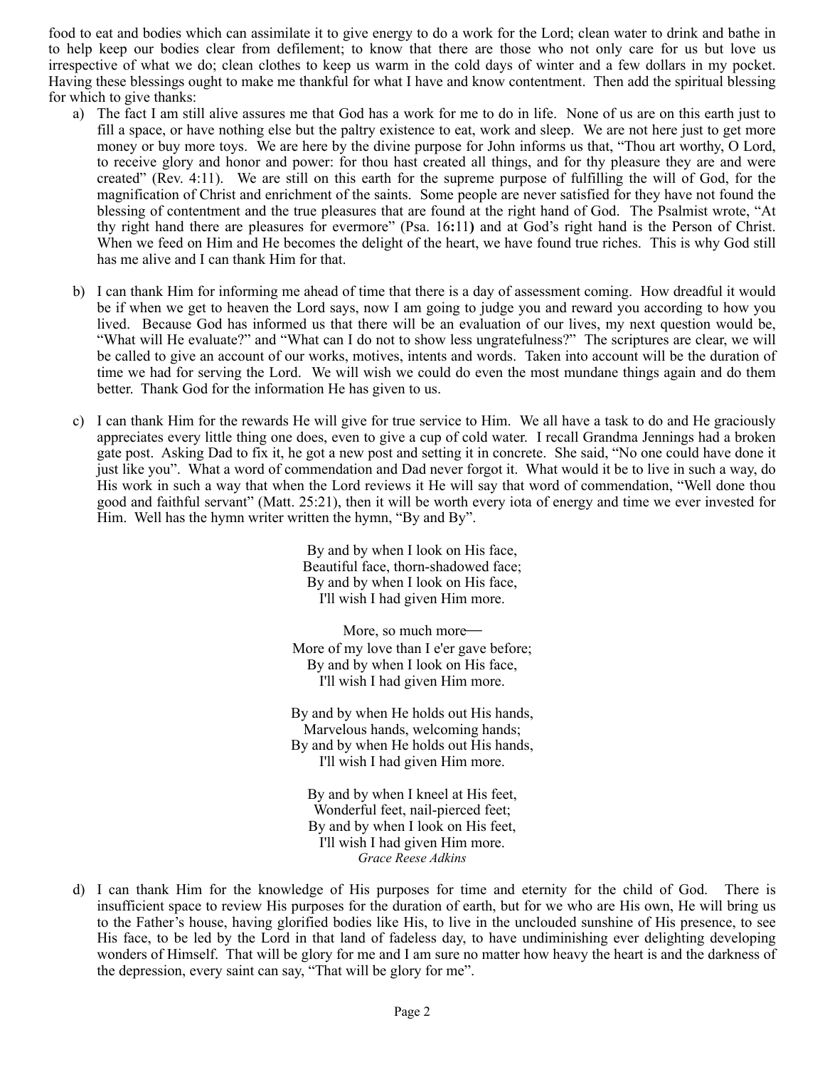food to eat and bodies which can assimilate it to give energy to do a work for the Lord; clean water to drink and bathe in to help keep our bodies clear from defilement; to know that there are those who not only care for us but love us irrespective of what we do; clean clothes to keep us warm in the cold days of winter and a few dollars in my pocket. Having these blessings ought to make me thankful for what I have and know contentment. Then add the spiritual blessing for which to give thanks:

a) The fact I am still alive assures me that God has a work for me to do in life. None of us are on this earth just to fill a space, or have nothing else but the paltry existence to eat, work and sleep. We are not here just to get more money or buy more toys. We are here by the divine purpose for John informs us that, "Thou art worthy, O Lord, to receive glory and honor and power: for thou hast created all things, and for thy pleasure they are and were created" (Rev. 4:11). We are still on this earth for the supreme purpose of fulfilling the will of God, for the magnification of Christ and enrichment of the saints. Some people are never satisfied for they have not found the blessing of contentment and the true pleasures that are found at the right hand of God. The Psalmist wrote, "At thy right hand there are pleasures for evermore" (Psa. 16:11) and at God's right hand is the Person of Christ. When we feed on Him and He becomes the delight of the heart, we have found true riches. This is why God still has me alive and I can thank Him for that.

b) I can thank Him for informing me ahead of time that there is a day of assessment coming. How dreadful it would be if when we get to heaven the Lord says, now I am going to judge you and reward you according to how you lived. Because God has informed us that there will be an evaluation of our lives, my next question would be, "What will He evaluate?" and "What can I do not to show less ungratefulness?" The scriptures are clear, we will be called to give an account of our works, motives, intents and words. Taken into account will be the duration of time we had for serving the Lord. We will wish we could do even the most mundane things again and do them better. Thank God for the information He has given to us.

c) I can thank Him for the rewards He will give for true service to Him. We all have a task to do and He graciously appreciates every little thing one does, even to give a cup of cold water. I recall Grandma Jennings had a broken gate post. Asking Dad to fix it, he got a new post and setting it in concrete. She said, "No one could have done it just like you". What a word of commendation and Dad never forgot it. What would it be to live in such a way, do His work in such a way that when the Lord reviews it He will say that word of commendation, "Well done thou good and faithful servant" (Matt. 25:21), then it will be worth every iota of energy and time we ever invested for Him. Well has the hymn writer written the hymn, "By and By".

By and by when I look on His face,  
Beautiful face, thorn-shadowed face;  
By and by when I look on His face,  
I'll wish I had given Him more.

More, so much more—  
More of my love than I e'er gave before;  
By and by when I look on His face,  
I'll wish I had given Him more.

By and by when He holds out His hands,  
Marvelous hands, welcoming hands;  
By and by when He holds out His hands,  
I'll wish I had given Him more.

By and by when I kneel at His feet,  
Wonderful feet, nail-pierced feet;  
By and by when I look on His feet,  
I'll wish I had given Him more.  
*Grace Reese Adkins*

d) I can thank Him for the knowledge of His purposes for time and eternity for the child of God. There is insufficient space to review His purposes for the duration of earth, but for we who are His own, He will bring us to the Father's house, having glorified bodies like His, to live in the unclouded sunshine of His presence, to see His face, to be led by the Lord in that land of fadeless day, to have undiminishing ever delighting developing wonders of Himself. That will be glory for me and I am sure no matter how heavy the heart is and the darkness of the depression, every saint can say, "That will be glory for me".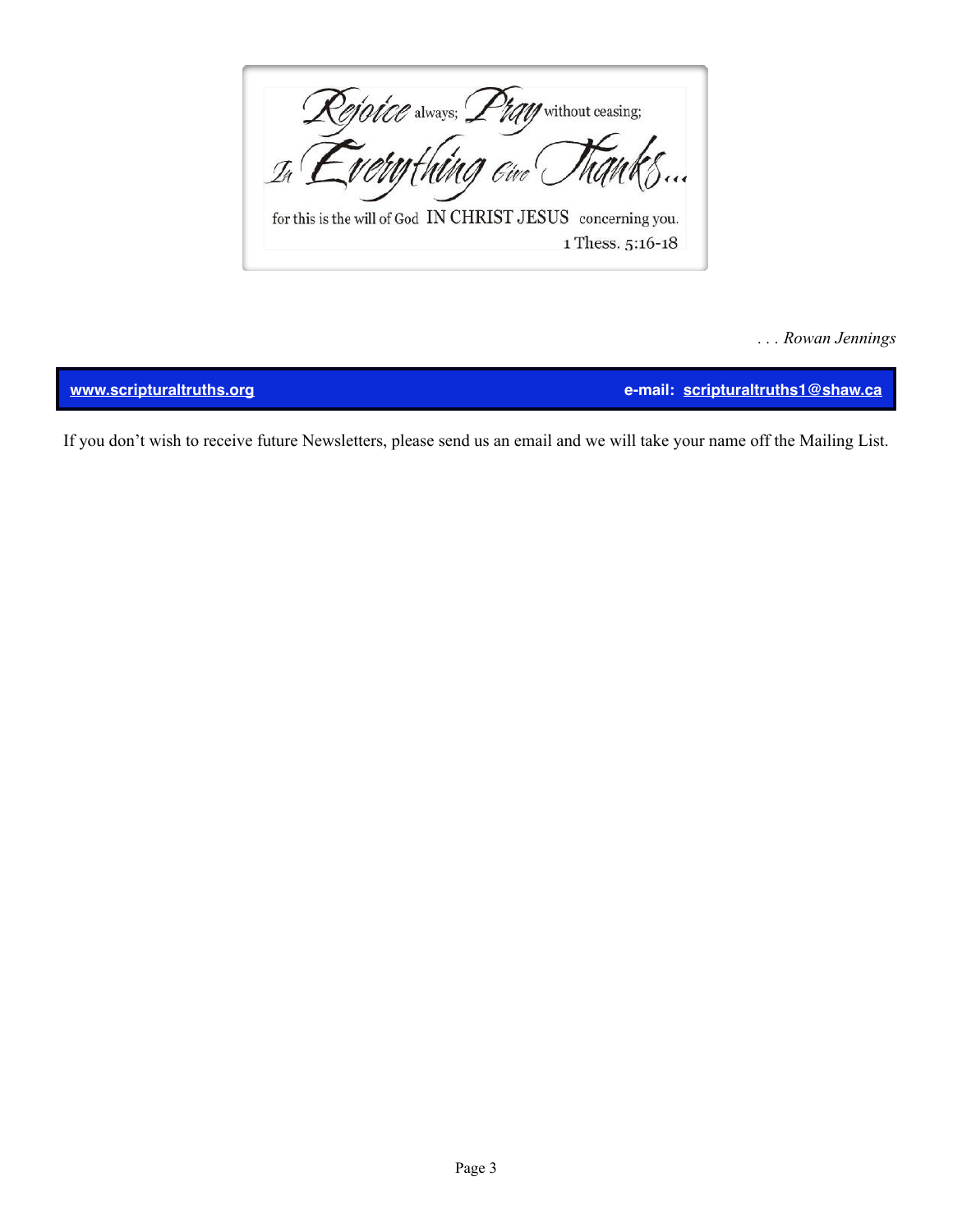Rejoice always; Pray without ceasing;
In Everything Give Thanks...
for this is the will of God IN CHRIST JESUS concerning you.
1 Thess. 5:16-18

*. . . Rowan Jennings*

**www.scripturaltruths.org** **e-mail: scripturaltruths1@shaw.ca**

If you don’t wish to receive future Newsletters, please send us an email and we will take your name off the Mailing List.